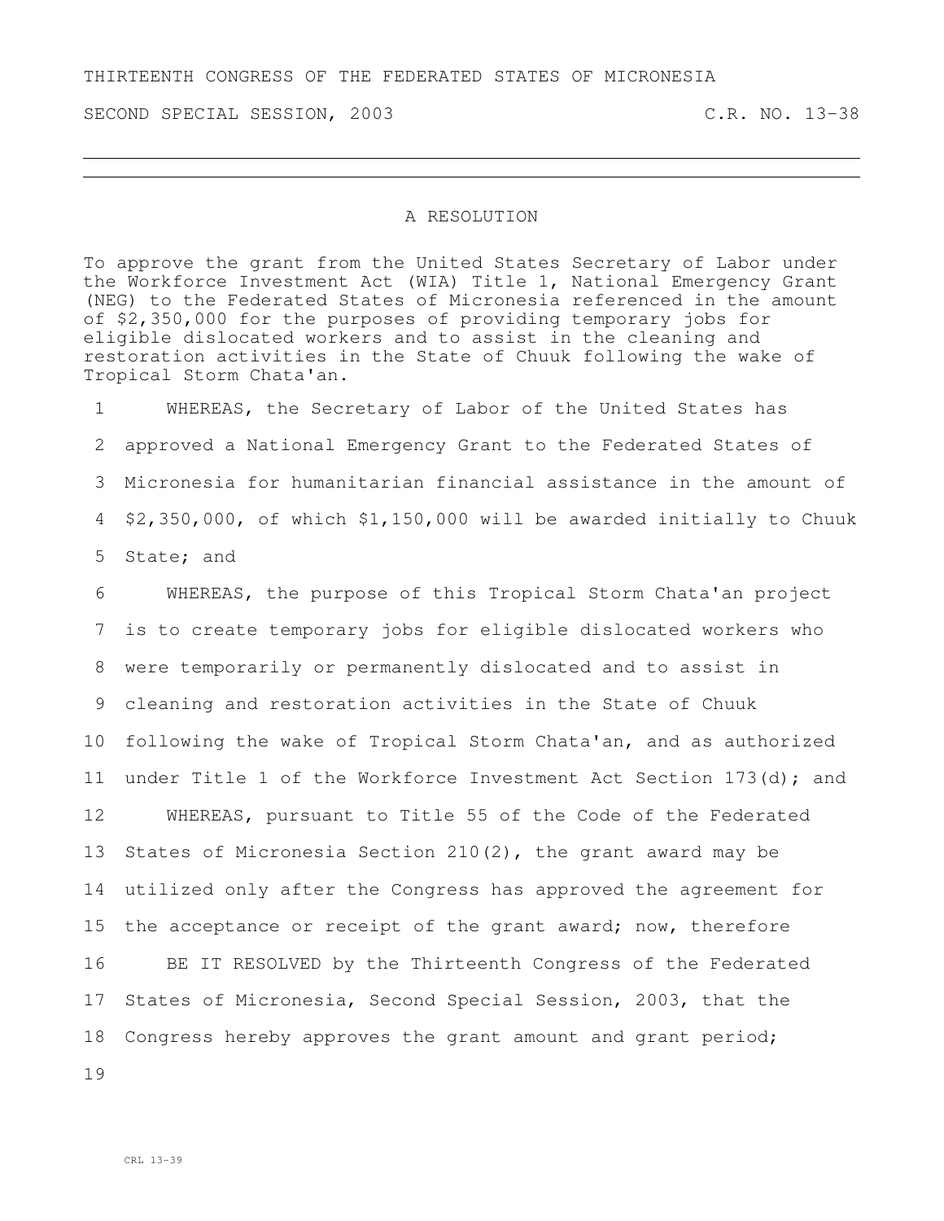THIRTEENTH CONGRESS OF THE FEDERATED STATES OF MICRONESIA

SECOND SPECIAL SESSION, 2003 C.R. NO. 13-38

# A RESOLUTION

To approve the grant from the United States Secretary of Labor under the Workforce Investment Act (WIA) Title 1, National Emergency Grant (NEG) to the Federated States of Micronesia referenced in the amount of $2,350,000 for the purposes of providing temporary jobs for eligible dislocated workers and to assist in the cleaning and restoration activities in the State of Chuuk following the wake of Tropical Storm Chata'an.

WHEREAS, the Secretary of Labor of the United States has approved a National Emergency Grant to the Federated States of Micronesia for humanitarian financial assistance in the amount of $2,350,000, of which $1,150,000 will be awarded initially to Chuuk State; and

WHEREAS, the purpose of this Tropical Storm Chata'an project is to create temporary jobs for eligible dislocated workers who were temporarily or permanently dislocated and to assist in cleaning and restoration activities in the State of Chuuk following the wake of Tropical Storm Chata'an, and as authorized under Title 1 of the Workforce Investment Act Section 173(d); and

WHEREAS, pursuant to Title 55 of the Code of the Federated States of Micronesia Section 210(2), the grant award may be utilized only after the Congress has approved the agreement for the acceptance or receipt of the grant award; now, therefore

BE IT RESOLVED by the Thirteenth Congress of the Federated States of Micronesia, Second Special Session, 2003, that the Congress hereby approves the grant amount and grant period;

CRL 13-39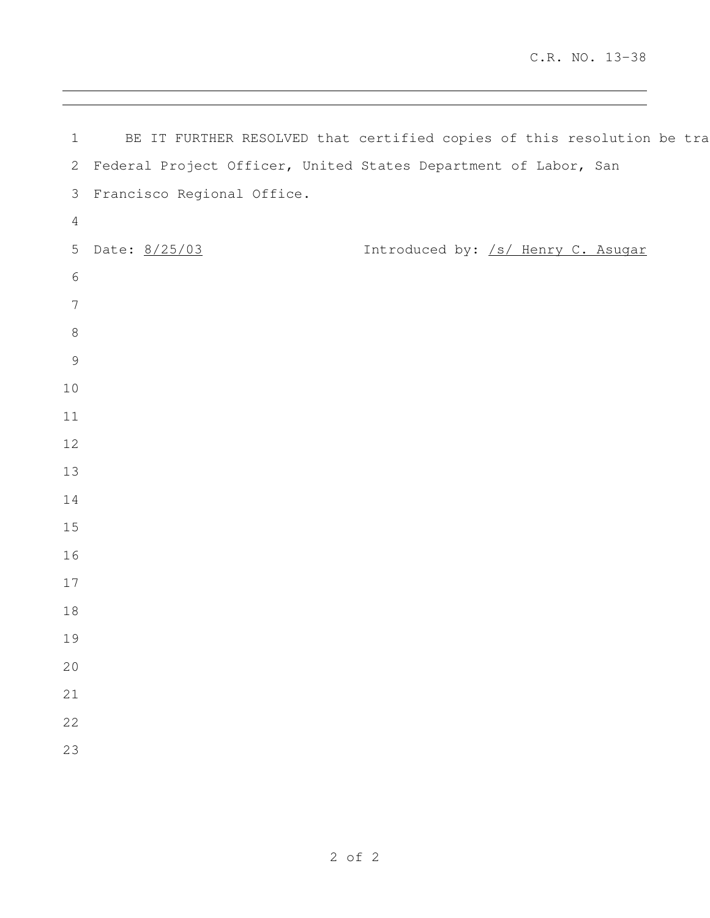BE IT FURTHER RESOLVED that certified copies of this resolution be tra Federal Project Officer, United States Department of Labor, San Francisco Regional Office.

Date: 8/25/03 Introduced by: /s/ Henry C. Asugar